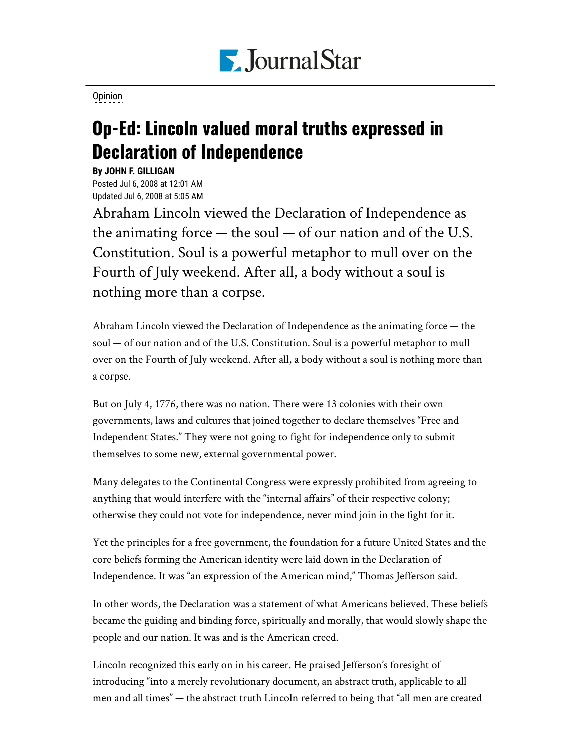Opinion

# Op-Ed: Lincoln valued moral truths expressed in Declaration of Independence

**By JOHN F. GILLIGAN**
Posted Jul 6, 2008 at 12:01 AM
Updated Jul 6, 2008 at 5:05 AM

Abraham Lincoln viewed the Declaration of Independence as the animating force — the soul — of our nation and of the U.S. Constitution. Soul is a powerful metaphor to mull over on the Fourth of July weekend. After all, a body without a soul is nothing more than a corpse.

Abraham Lincoln viewed the Declaration of Independence as the animating force — the soul — of our nation and of the U.S. Constitution. Soul is a powerful metaphor to mull over on the Fourth of July weekend. After all, a body without a soul is nothing more than a corpse.

But on July 4, 1776, there was no nation. There were 13 colonies with their own governments, laws and cultures that joined together to declare themselves "Free and Independent States." They were not going to fight for independence only to submit themselves to some new, external governmental power.

Many delegates to the Continental Congress were expressly prohibited from agreeing to anything that would interfere with the "internal affairs" of their respective colony; otherwise they could not vote for independence, never mind join in the fight for it.

Yet the principles for a free government, the foundation for a future United States and the core beliefs forming the American identity were laid down in the Declaration of Independence. It was "an expression of the American mind," Thomas Jefferson said.

In other words, the Declaration was a statement of what Americans believed. These beliefs became the guiding and binding force, spiritually and morally, that would slowly shape the people and our nation. It was and is the American creed.

Lincoln recognized this early on in his career. He praised Jefferson's foresight of introducing "into a merely revolutionary document, an abstract truth, applicable to all men and all times" — the abstract truth Lincoln referred to being that "all men are created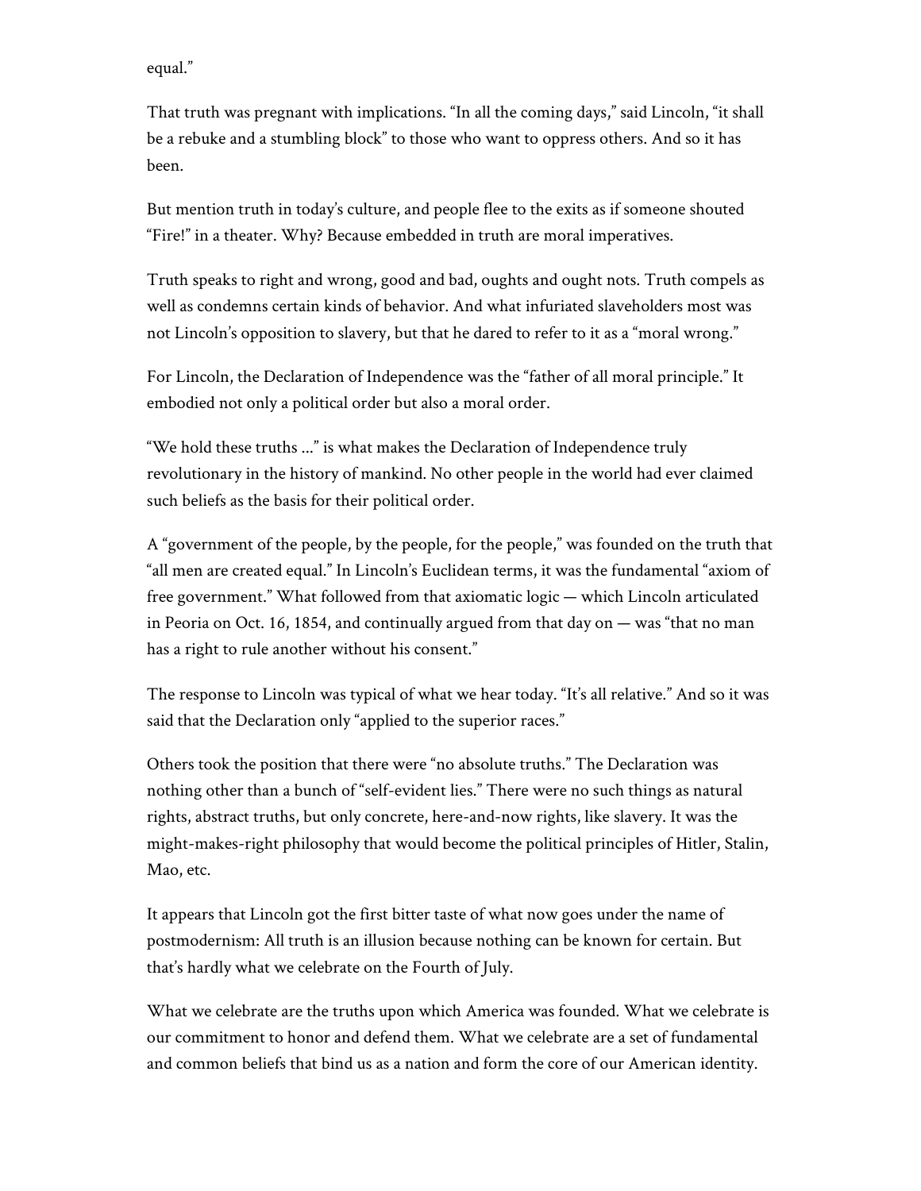equal."

That truth was pregnant with implications. "In all the coming days," said Lincoln, "it shall be a rebuke and a stumbling block" to those who want to oppress others. And so it has been.

But mention truth in today's culture, and people flee to the exits as if someone shouted "Fire!" in a theater. Why? Because embedded in truth are moral imperatives.

Truth speaks to right and wrong, good and bad, oughts and ought nots. Truth compels as well as condemns certain kinds of behavior. And what infuriated slaveholders most was not Lincoln's opposition to slavery, but that he dared to refer to it as a "moral wrong."

For Lincoln, the Declaration of Independence was the "father of all moral principle." It embodied not only a political order but also a moral order.

"We hold these truths ..." is what makes the Declaration of Independence truly revolutionary in the history of mankind. No other people in the world had ever claimed such beliefs as the basis for their political order.

A "government of the people, by the people, for the people," was founded on the truth that "all men are created equal." In Lincoln's Euclidean terms, it was the fundamental "axiom of free government." What followed from that axiomatic logic — which Lincoln articulated in Peoria on Oct. 16, 1854, and continually argued from that day on — was "that no man has a right to rule another without his consent."

The response to Lincoln was typical of what we hear today. "It's all relative." And so it was said that the Declaration only "applied to the superior races."

Others took the position that there were "no absolute truths." The Declaration was nothing other than a bunch of "self-evident lies." There were no such things as natural rights, abstract truths, but only concrete, here-and-now rights, like slavery. It was the might-makes-right philosophy that would become the political principles of Hitler, Stalin, Mao, etc.

It appears that Lincoln got the first bitter taste of what now goes under the name of postmodernism: All truth is an illusion because nothing can be known for certain. But that's hardly what we celebrate on the Fourth of July.

What we celebrate are the truths upon which America was founded. What we celebrate is our commitment to honor and defend them. What we celebrate are a set of fundamental and common beliefs that bind us as a nation and form the core of our American identity.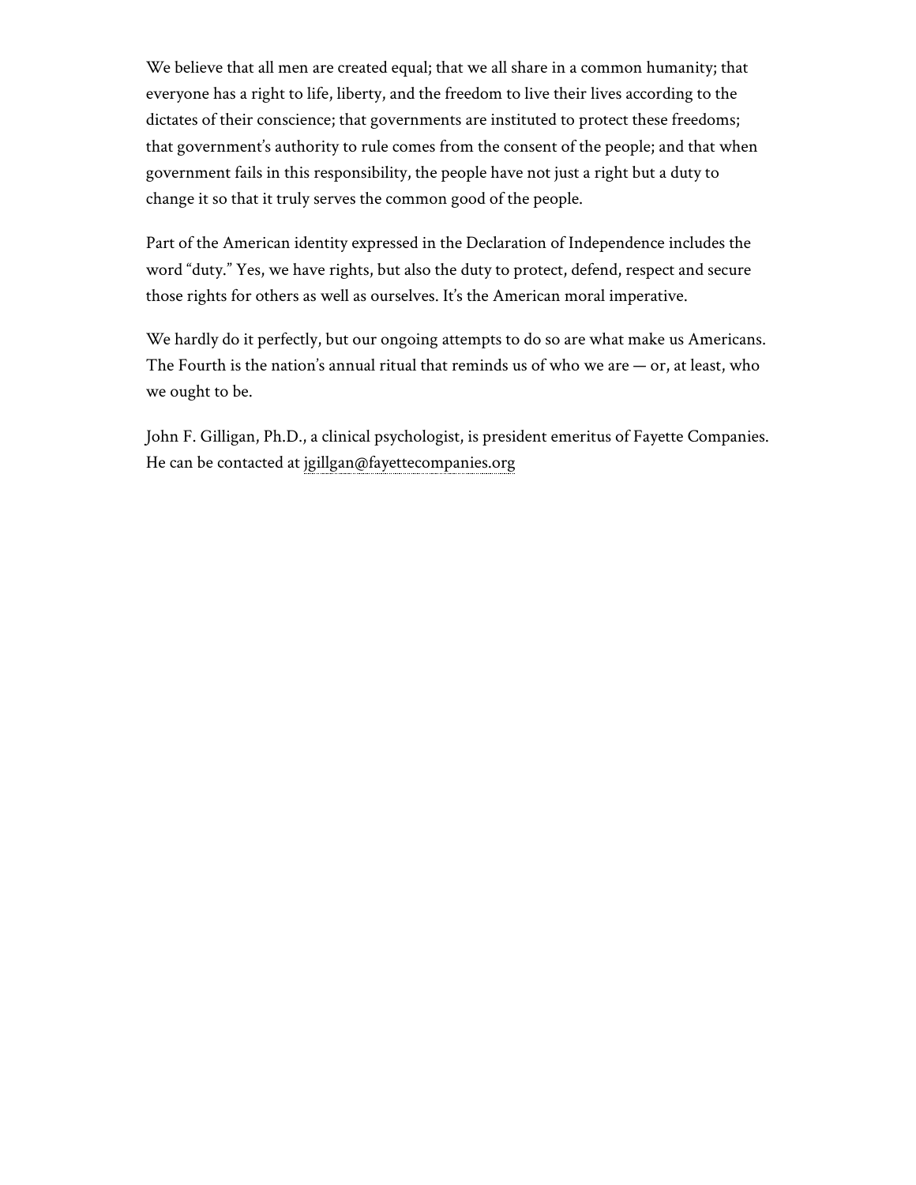We believe that all men are created equal; that we all share in a common humanity; that everyone has a right to life, liberty, and the freedom to live their lives according to the dictates of their conscience; that governments are instituted to protect these freedoms; that government's authority to rule comes from the consent of the people; and that when government fails in this responsibility, the people have not just a right but a duty to change it so that it truly serves the common good of the people.

Part of the American identity expressed in the Declaration of Independence includes the word "duty." Yes, we have rights, but also the duty to protect, defend, respect and secure those rights for others as well as ourselves. It's the American moral imperative.

We hardly do it perfectly, but our ongoing attempts to do so are what make us Americans. The Fourth is the nation's annual ritual that reminds us of who we are — or, at least, who we ought to be.

John F. Gilligan, Ph.D., a clinical psychologist, is president emeritus of Fayette Companies. He can be contacted at jgillgan@fayettecompanies.org